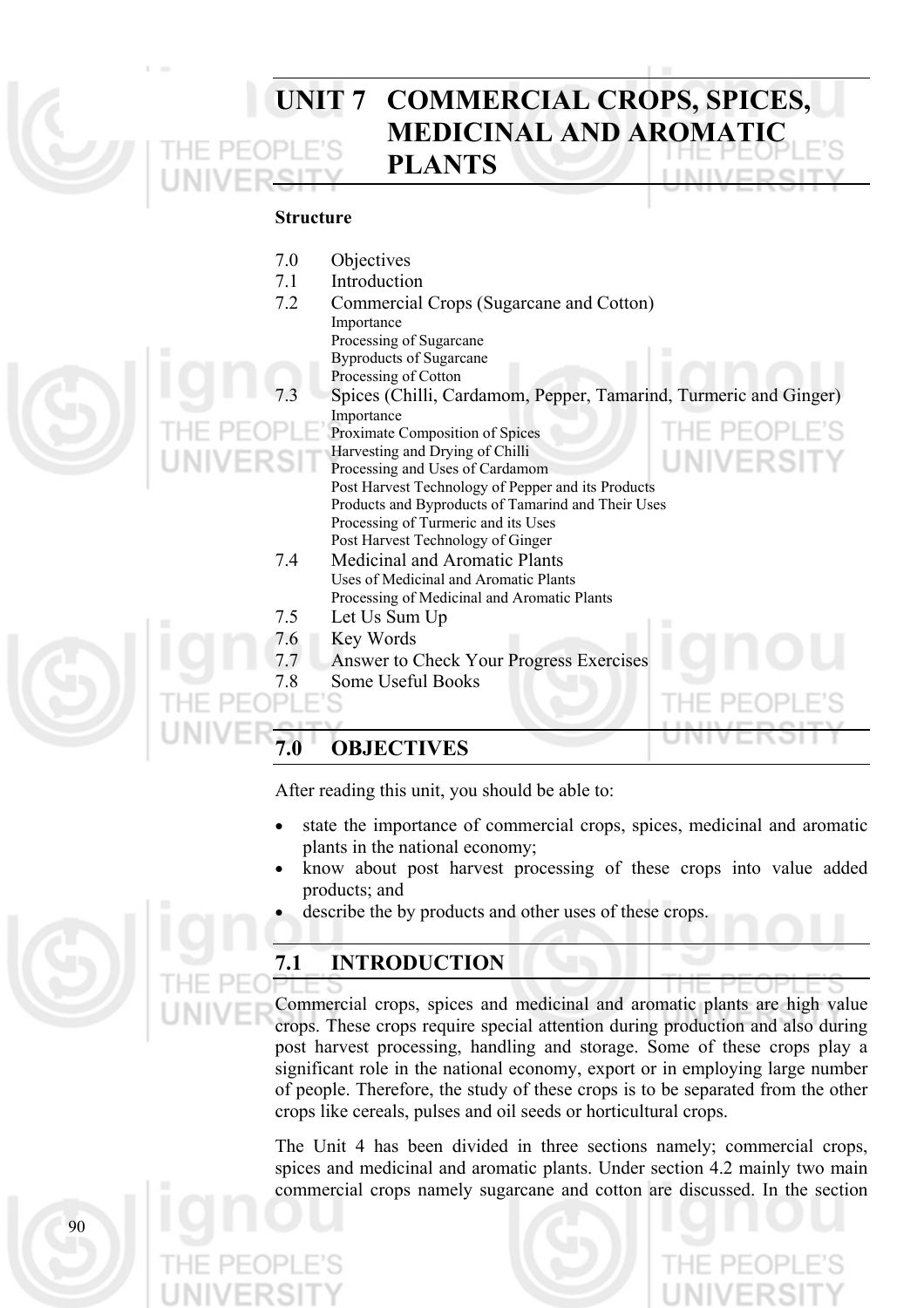# UNIT 7 COMMERCIAL CROPS, SPICES, MEDICINAL AND AROMATIC PLANTS

**Structure**

- 7.0 Objectives
- 7.1 Introduction
- 7.2 Commercial Crops (Sugarcane and Cotton)
  - Importance
  - Processing of Sugarcane
  - Byproducts of Sugarcane
  - Processing of Cotton
- 7.3 Spices (Chilli, Cardamom, Pepper, Tamarind, Turmeric and Ginger)
  - Importance
  - Proximate Composition of Spices
  - Harvesting and Drying of Chilli
  - Processing and Uses of Cardamom
  - Post Harvest Technology of Pepper and its Products
  - Products and Byproducts of Tamarind and Their Uses
  - Processing of Turmeric and its Uses
  - Post Harvest Technology of Ginger
- 7.4 Medicinal and Aromatic Plants
  - Uses of Medicinal and Aromatic Plants
  - Processing of Medicinal and Aromatic Plants
- 7.5 Let Us Sum Up
- 7.6 Key Words
- 7.7 Answer to Check Your Progress Exercises
- 7.8 Some Useful Books

## 7.0 OBJECTIVES

After reading this unit, you should be able to:

- state the importance of commercial crops, spices, medicinal and aromatic plants in the national economy;
- know about post harvest processing of these crops into value added products; and
- describe the by products and other uses of these crops.

## 7.1 INTRODUCTION

Commercial crops, spices and medicinal and aromatic plants are high value crops. These crops require special attention during production and also during post harvest processing, handling and storage. Some of these crops play a significant role in the national economy, export or in employing large number of people. Therefore, the study of these crops is to be separated from the other crops like cereals, pulses and oil seeds or horticultural crops.

The Unit 4 has been divided in three sections namely; commercial crops, spices and medicinal and aromatic plants. Under section 4.2 mainly two main commercial crops namely sugarcane and cotton are discussed. In the section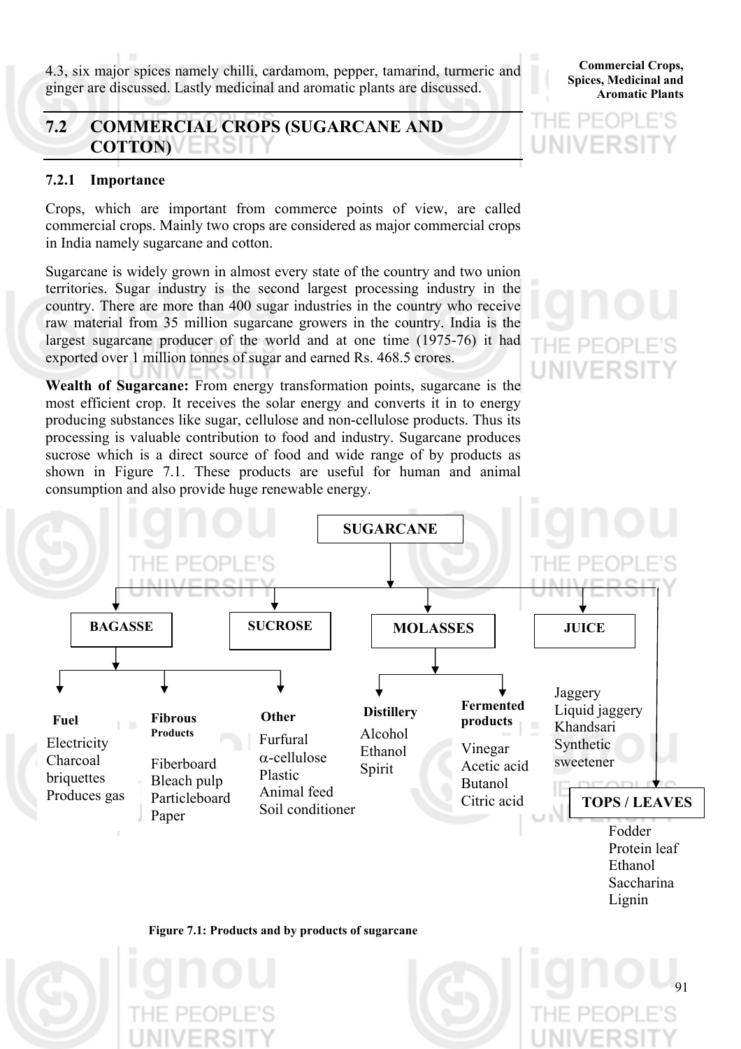4.3, six major spices namely chilli, cardamom, pepper, tamarind, turmeric and ginger are discussed. Lastly medicinal and aromatic plants are discussed.

## 7.2 COMMERCIAL CROPS (SUGARCANE AND COTTON)

### 7.2.1 Importance

Crops, which are important from commerce points of view, are called commercial crops. Mainly two crops are considered as major commercial crops in India namely sugarcane and cotton.

Sugarcane is widely grown in almost every state of the country and two union territories. Sugar industry is the second largest processing industry in the country. There are more than 400 sugar industries in the country who receive raw material from 35 million sugarcane growers in the country. India is the largest sugarcane producer of the world and at one time (1975-76) it had exported over 1 million tonnes of sugar and earned Rs. 468.5 crores.

**Wealth of Sugarcane:** From energy transformation points, sugarcane is the most efficient crop. It receives the solar energy and converts it in to energy producing substances like sugar, cellulose and non-cellulose products. Thus its processing is valuable contribution to food and industry. Sugarcane produces sucrose which is a direct source of food and wide range of by products as shown in Figure 7.1. These products are useful for human and animal consumption and also provide huge renewable energy.

**SUGARCANE**

- **BAGASSE**
  - **Fuel**: Electricity, Charcoal briquettes, Produces gas
  - **Fibrous Products**: Fiberboard, Bleach pulp, Particleboard, Paper
  - **Other**: Furfural, α-cellulose, Plastic, Animal feed, Soil conditioner
- **SUCROSE**
- **MOLASSES**
  - **Distillery**: Alcohol, Ethanol, Spirit
  - **Fermented products**: Vinegar, Acetic acid, Butanol, Citric acid
- **JUICE**: Jaggery, Liquid jaggery, Khandsari, Synthetic sweetener
- **TOPS / LEAVES**: Fodder, Protein leaf, Ethanol, Saccharina, Lignin

Figure 7.1: Products and by products of sugarcane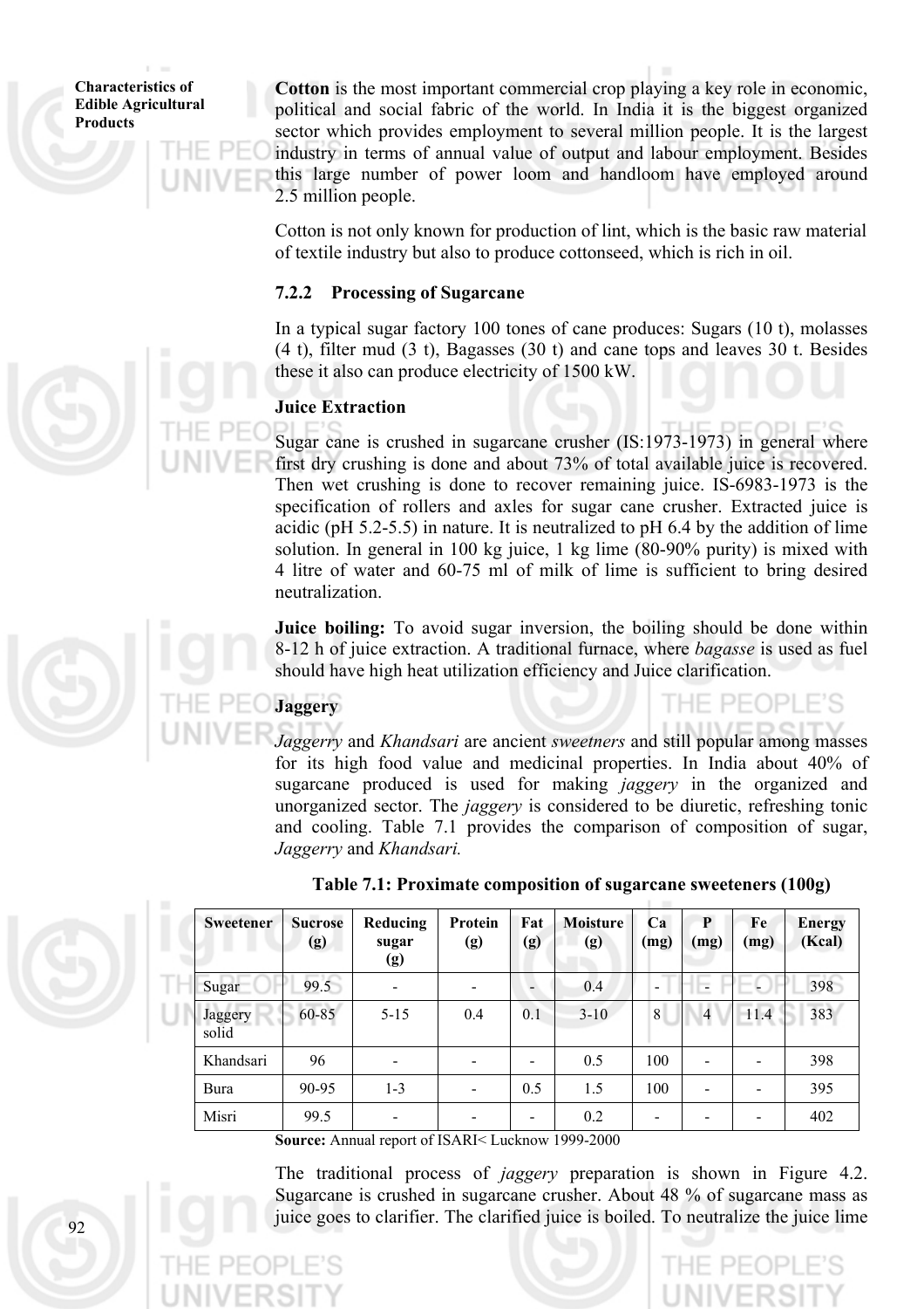**Cotton** is the most important commercial crop playing a key role in economic, political and social fabric of the world. In India it is the biggest organized sector which provides employment to several million people. It is the largest industry in terms of annual value of output and labour employment. Besides this large number of power loom and handloom have employed around 2.5 million people.

Cotton is not only known for production of lint, which is the basic raw material of textile industry but also to produce cottonseed, which is rich in oil.

### 7.2.2 Processing of Sugarcane

In a typical sugar factory 100 tones of cane produces: Sugars (10 t), molasses (4 t), filter mud (3 t), Bagasses (30 t) and cane tops and leaves 30 t. Besides these it also can produce electricity of 1500 kW.

**Juice Extraction**

Sugar cane is crushed in sugarcane crusher (IS:1973-1973) in general where first dry crushing is done and about 73% of total available juice is recovered. Then wet crushing is done to recover remaining juice. IS-6983-1973 is the specification of rollers and axles for sugar cane crusher. Extracted juice is acidic (pH 5.2-5.5) in nature. It is neutralized to pH 6.4 by the addition of lime solution. In general in 100 kg juice, 1 kg lime (80-90% purity) is mixed with 4 litre of water and 60-75 ml of milk of lime is sufficient to bring desired neutralization.

**Juice boiling:** To avoid sugar inversion, the boiling should be done within 8-12 h of juice extraction. A traditional furnace, where *bagasse* is used as fuel should have high heat utilization efficiency and Juice clarification.

**Jaggery**

*Jaggerry* and *Khandsari* are ancient *sweetners* and still popular among masses for its high food value and medicinal properties. In India about 40% of sugarcane produced is used for making *jaggery* in the organized and unorganized sector. The *jaggery* is considered to be diuretic, refreshing tonic and cooling. Table 7.1 provides the comparison of composition of sugar, *Jaggerry* and *Khandsari.*

**Table 7.1: Proximate composition of sugarcane sweeteners (100g)**

| Sweetener | Sucrose (g) | Reducing sugar (g) | Protein (g) | Fat (g) | Moisture (g) | Ca (mg) | P (mg) | Fe (mg) | Energy (Kcal) |
|---|---|---|---|---|---|---|---|---|---|
| Sugar | 99.5 | - | - | - | 0.4 | - | - | - | 398 |
| Jaggery solid | 60-85 | 5-15 | 0.4 | 0.1 | 3-10 | 8 | 4 | 11.4 | 383 |
| Khandsari | 96 | - | - | - | 0.5 | 100 | - | - | 398 |
| Bura | 90-95 | 1-3 | - | 0.5 | 1.5 | 100 | - | - | 395 |
| Misri | 99.5 | - | - | - | 0.2 | - | - | - | 402 |

**Source:** Annual report of ISARI< Lucknow 1999-2000

The traditional process of *jaggery* preparation is shown in Figure 4.2. Sugarcane is crushed in sugarcane crusher. About 48 % of sugarcane mass as juice goes to clarifier. The clarified juice is boiled. To neutralize the juice lime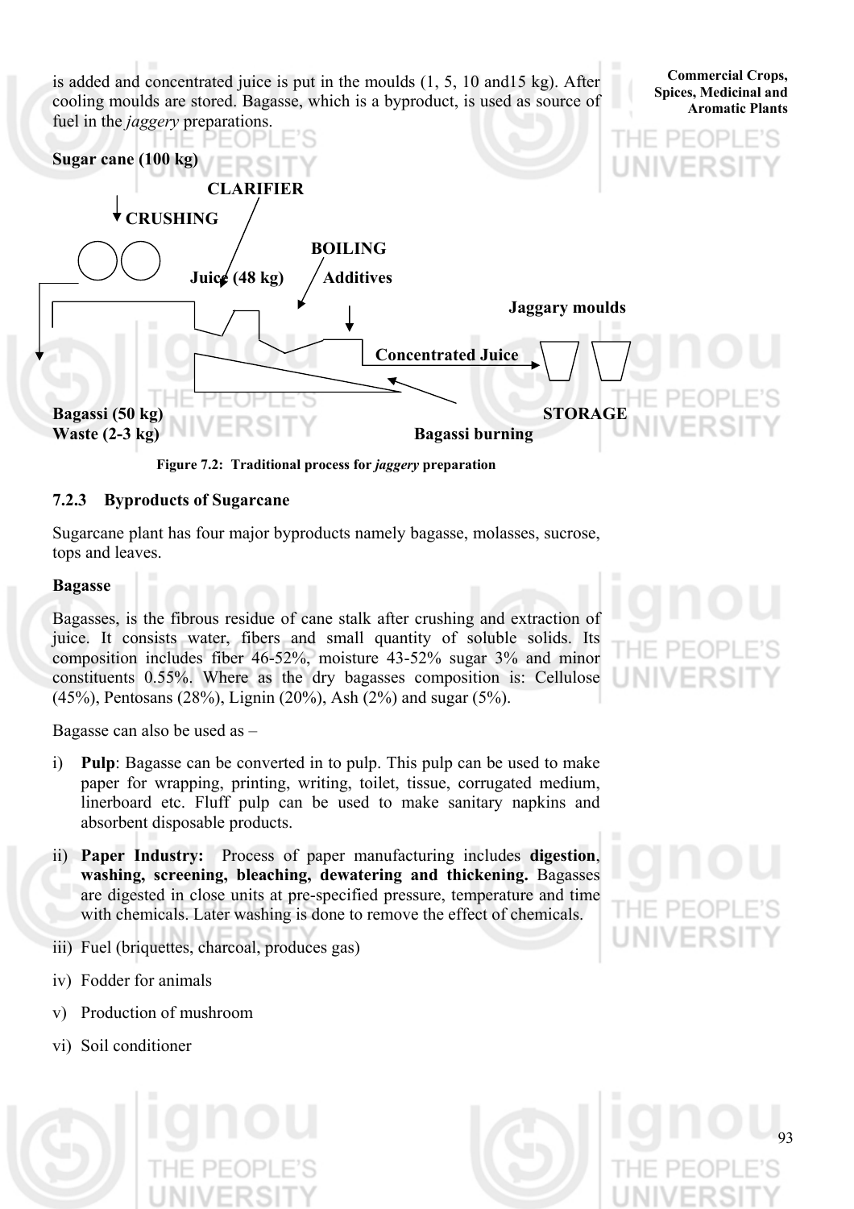is added and concentrated juice is put in the moulds (1, 5, 10 and15 kg). After cooling moulds are stored. Bagasse, which is a byproduct, is used as source of fuel in the *jaggery* preparations.

**Sugar cane (100 kg)**

**CRUSHING**

**CLARIFIER**

**BOILING**

**Juice (48 kg)**

**Additives**

**Jaggary moulds**

**Concentrated Juice**

**Bagassi (50 kg)**
**Waste (2-3 kg)**

**Bagassi burning**

**STORAGE**

**Figure 7.2: Traditional process for *jaggery* preparation**

### 7.2.3 Byproducts of Sugarcane

Sugarcane plant has four major byproducts namely bagasse, molasses, sucrose, tops and leaves.

**Bagasse**

Bagasses, is the fibrous residue of cane stalk after crushing and extraction of juice. It consists water, fibers and small quantity of soluble solids. Its composition includes fiber 46-52%, moisture 43-52% sugar 3% and minor constituents 0.55%. Where as the dry bagasses composition is: Cellulose (45%), Pentosans (28%), Lignin (20%), Ash (2%) and sugar (5%).

Bagasse can also be used as –

i) **Pulp**: Bagasse can be converted in to pulp. This pulp can be used to make paper for wrapping, printing, writing, toilet, tissue, corrugated medium, linerboard etc. Fluff pulp can be used to make sanitary napkins and absorbent disposable products.

ii) **Paper Industry:** Process of paper manufacturing includes **digestion**, **washing, screening, bleaching, dewatering and thickening.** Bagasses are digested in close units at pre-specified pressure, temperature and time with chemicals. Later washing is done to remove the effect of chemicals.

iii) Fuel (briquettes, charcoal, produces gas)

iv) Fodder for animals

v) Production of mushroom

vi) Soil conditioner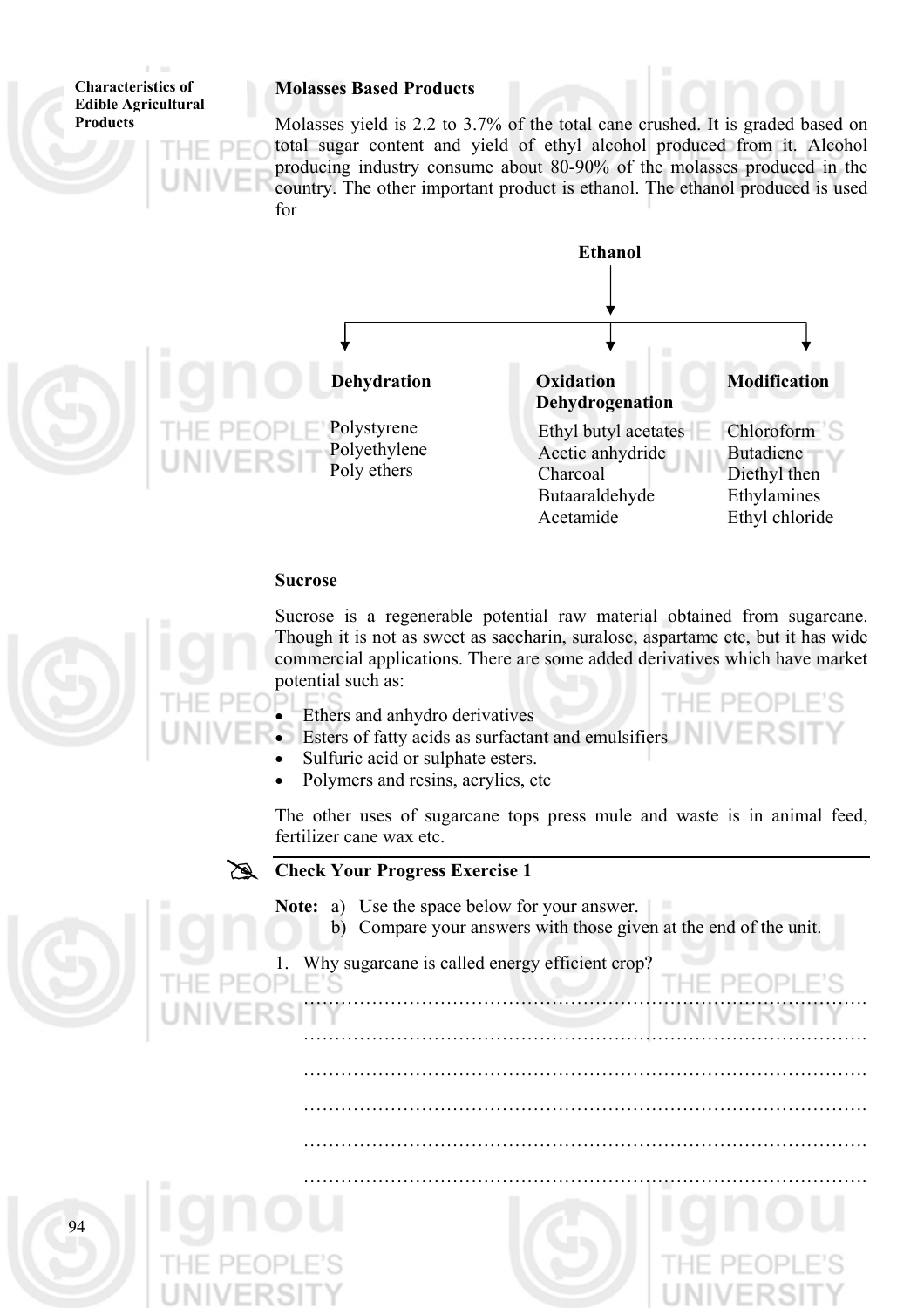## Molasses Based Products

Molasses yield is 2.2 to 3.7% of the total cane crushed. It is graded based on total sugar content and yield of ethyl alcohol produced from it. Alcohol producing industry consume about 80-90% of the molasses produced in the country. The other important product is ethanol. The ethanol produced is used for

**Ethanol**

| Dehydration | Oxidation Dehydrogenation | Modification |
|---|---|---|
| Polystyrene | Ethyl butyl acetates | Chloroform |
| Polyethylene | Acetic anhydride | Butadiene |
| Poly ethers | Charcoal | Diethyl then |
| | Butaaraldehyde | Ethylamines |
| | Acetamide | Ethyl chloride |

### Sucrose

Sucrose is a regenerable potential raw material obtained from sugarcane. Though it is not as sweet as saccharin, suralose, aspartame etc, but it has wide commercial applications. There are some added derivatives which have market potential such as:

- Ethers and anhydro derivatives
- Esters of fatty acids as surfactant and emulsifiers
- Sulfuric acid or sulphate esters.
- Polymers and resins, acrylics, etc

The other uses of sugarcane tops press mule and waste is in animal feed, fertilizer cane wax etc.

### Check Your Progress Exercise 1

**Note:** a) Use the space below for your answer.
b) Compare your answers with those given at the end of the unit.

1. Why sugarcane is called energy efficient crop?

……………………………………………………………………………………

……………………………………………………………………………………

……………………………………………………………………………………

……………………………………………………………………………………

……………………………………………………………………………………

……………………………………………………………………………………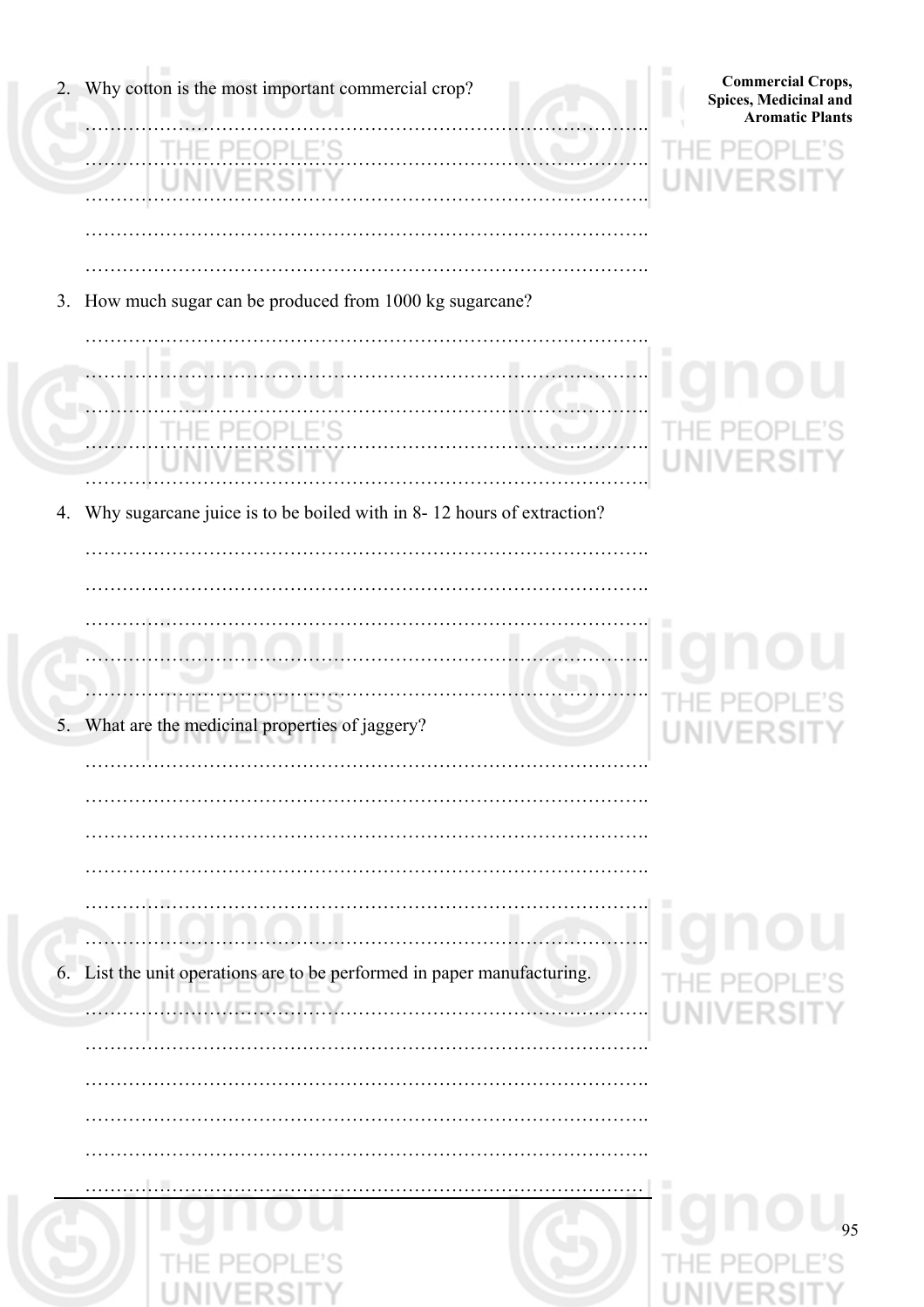2. Why cotton is the most important commercial crop?

……………………………………………………………………………….

……………………………………………………………………………….

……………………………………………………………………………….

……………………………………………………………………………….

……………………………………………………………………………….

3. How much sugar can be produced from 1000 kg sugarcane?

……………………………………………………………………………….

……………………………………………………………………………….

……………………………………………………………………………….

……………………………………………………………………………….

……………………………………………………………………………….

4. Why sugarcane juice is to be boiled with in 8- 12 hours of extraction?

……………………………………………………………………………….

……………………………………………………………………………….

……………………………………………………………………………….

……………………………………………………………………………….

……………………………………………………………………………….

5. What are the medicinal properties of jaggery?

……………………………………………………………………………….

……………………………………………………………………………….

……………………………………………………………………………….

……………………………………………………………………………….

……………………………………………………………………………….

……………………………………………………………………………….

6. List the unit operations are to be performed in paper manufacturing.

……………………………………………………………………………….

……………………………………………………………………………….

……………………………………………………………………………….

……………………………………………………………………………….

……………………………………………………………………………….

……………………………………………………………………………….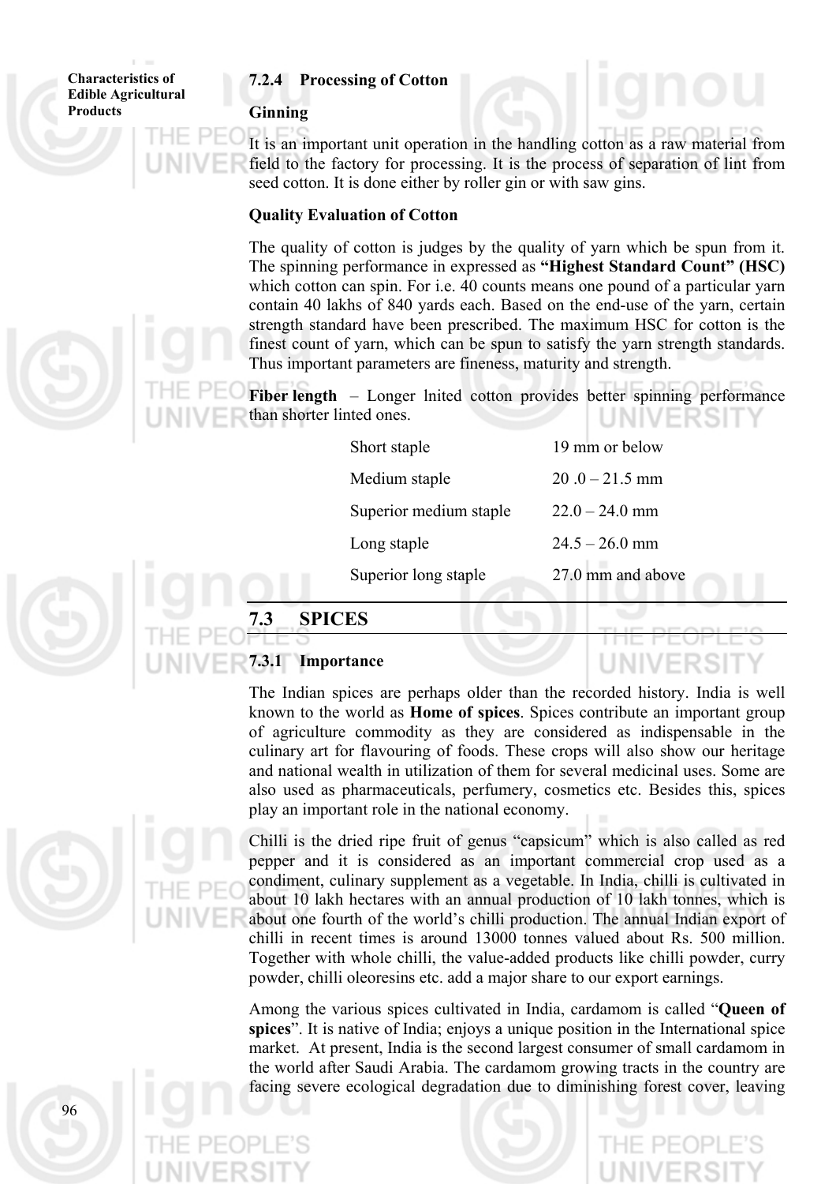### 7.2.4 Processing of Cotton

**Ginning**

It is an important unit operation in the handling cotton as a raw material from field to the factory for processing. It is the process of separation of lint from seed cotton. It is done either by roller gin or with saw gins.

**Quality Evaluation of Cotton**

The quality of cotton is judges by the quality of yarn which be spun from it. The spinning performance in expressed as **"Highest Standard Count" (HSC)** which cotton can spin. For i.e. 40 counts means one pound of a particular yarn contain 40 lakhs of 840 yards each. Based on the end-use of the yarn, certain strength standard have been prescribed. The maximum HSC for cotton is the finest count of yarn, which can be spun to satisfy the yarn strength standards. Thus important parameters are fineness, maturity and strength.

**Fiber length** – Longer lnited cotton provides better spinning performance than shorter linted ones.

| | |
|---|---|
| Short staple | 19 mm or below |
| Medium staple | 20 .0 – 21.5 mm |
| Superior medium staple | 22.0 – 24.0 mm |
| Long staple | 24.5 – 26.0 mm |
| Superior long staple | 27.0 mm and above |

## 7.3 SPICES

### 7.3.1 Importance

The Indian spices are perhaps older than the recorded history. India is well known to the world as **Home of spices**. Spices contribute an important group of agriculture commodity as they are considered as indispensable in the culinary art for flavouring of foods. These crops will also show our heritage and national wealth in utilization of them for several medicinal uses. Some are also used as pharmaceuticals, perfumery, cosmetics etc. Besides this, spices play an important role in the national economy.

Chilli is the dried ripe fruit of genus "capsicum" which is also called as red pepper and it is considered as an important commercial crop used as a condiment, culinary supplement as a vegetable. In India, chilli is cultivated in about 10 lakh hectares with an annual production of 10 lakh tonnes, which is about one fourth of the world's chilli production. The annual Indian export of chilli in recent times is around 13000 tonnes valued about Rs. 500 million. Together with whole chilli, the value-added products like chilli powder, curry powder, chilli oleoresins etc. add a major share to our export earnings.

Among the various spices cultivated in India, cardamom is called "**Queen of spices**". It is native of India; enjoys a unique position in the International spice market. At present, India is the second largest consumer of small cardamom in the world after Saudi Arabia. The cardamom growing tracts in the country are facing severe ecological degradation due to diminishing forest cover, leaving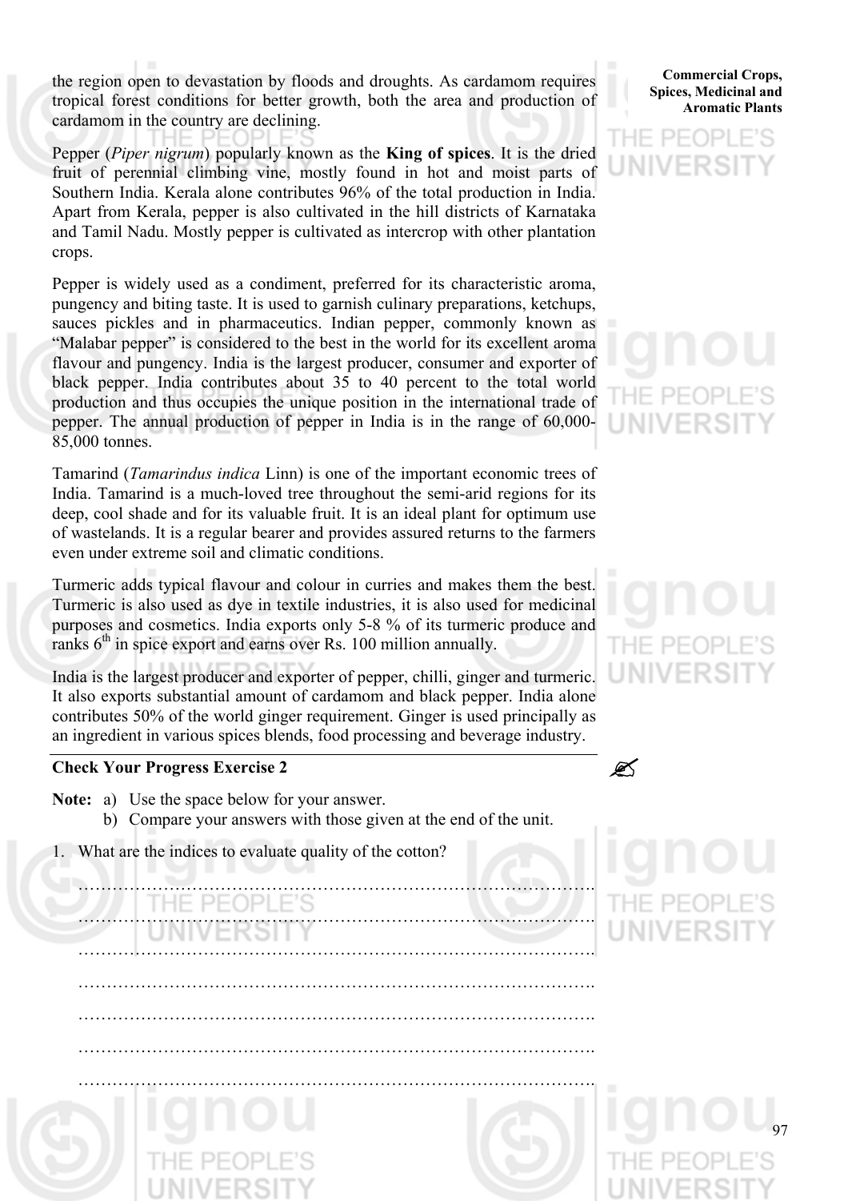the region open to devastation by floods and droughts. As cardamom requires tropical forest conditions for better growth, both the area and production of cardamom in the country are declining.

Pepper (*Piper nigrum*) popularly known as the **King of spices**. It is the dried fruit of perennial climbing vine, mostly found in hot and moist parts of Southern India. Kerala alone contributes 96% of the total production in India. Apart from Kerala, pepper is also cultivated in the hill districts of Karnataka and Tamil Nadu. Mostly pepper is cultivated as intercrop with other plantation crops.

Pepper is widely used as a condiment, preferred for its characteristic aroma, pungency and biting taste. It is used to garnish culinary preparations, ketchups, sauces pickles and in pharmaceutics. Indian pepper, commonly known as "Malabar pepper" is considered to the best in the world for its excellent aroma flavour and pungency. India is the largest producer, consumer and exporter of black pepper. India contributes about 35 to 40 percent to the total world production and thus occupies the unique position in the international trade of pepper. The annual production of pepper in India is in the range of 60,000-85,000 tonnes.

Tamarind (*Tamarindus indica* Linn) is one of the important economic trees of India. Tamarind is a much-loved tree throughout the semi-arid regions for its deep, cool shade and for its valuable fruit. It is an ideal plant for optimum use of wastelands. It is a regular bearer and provides assured returns to the farmers even under extreme soil and climatic conditions.

Turmeric adds typical flavour and colour in curries and makes them the best. Turmeric is also used as dye in textile industries, it is also used for medicinal purposes and cosmetics. India exports only 5-8 % of its turmeric produce and ranks 6th in spice export and earns over Rs. 100 million annually.

India is the largest producer and exporter of pepper, chilli, ginger and turmeric. It also exports substantial amount of cardamom and black pepper. India alone contributes 50% of the world ginger requirement. Ginger is used principally as an ingredient in various spices blends, food processing and beverage industry.

**Check Your Progress Exercise 2**

**Note:** a) Use the space below for your answer.
b) Compare your answers with those given at the end of the unit.

1. What are the indices to evaluate quality of the cotton?

………………………………………………………………………………….

………………………………………………………………………………….

………………………………………………………………………………….

………………………………………………………………………………….

………………………………………………………………………………….

………………………………………………………………………………….

………………………………………………………………………………….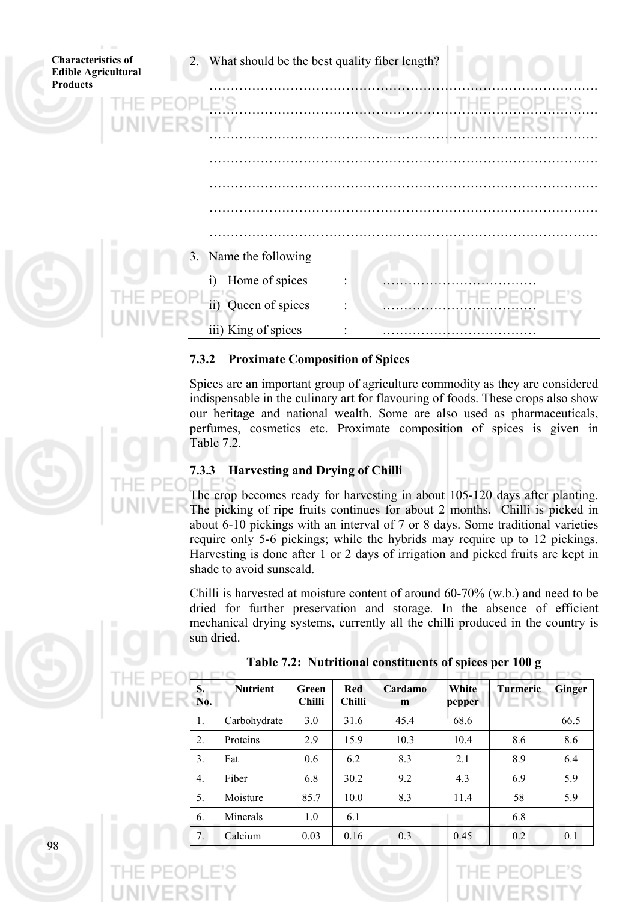2. What should be the best quality fiber length?

…………………………………………………………………………………

…………………………………………………………………………………

…………………………………………………………………………………

…………………………………………………………………………………

…………………………………………………………………………………

…………………………………………………………………………………

…………………………………………………………………………………

3. Name the following

   i) Home of spices : ………………………………

   ii) Queen of spices : ………………………………

   iii) King of spices : ………………………………

### 7.3.2 Proximate Composition of Spices

Spices are an important group of agriculture commodity as they are considered indispensable in the culinary art for flavouring of foods. These crops also show our heritage and national wealth. Some are also used as pharmaceuticals, perfumes, cosmetics etc. Proximate composition of spices is given in Table 7.2.

### 7.3.3 Harvesting and Drying of Chilli

The crop becomes ready for harvesting in about 105-120 days after planting. The picking of ripe fruits continues for about 2 months. Chilli is picked in about 6-10 pickings with an interval of 7 or 8 days. Some traditional varieties require only 5-6 pickings; while the hybrids may require up to 12 pickings. Harvesting is done after 1 or 2 days of irrigation and picked fruits are kept in shade to avoid sunscald.

Chilli is harvested at moisture content of around 60-70% (w.b.) and need to be dried for further preservation and storage. In the absence of efficient mechanical drying systems, currently all the chilli produced in the country is sun dried.

**Table 7.2: Nutritional constituents of spices per 100 g**

| S. No. | Nutrient | Green Chilli | Red Chilli | Cardamom | White pepper | Turmeric | Ginger |
|---|---|---|---|---|---|---|---|
| 1. | Carbohydrate | 3.0 | 31.6 | 45.4 | 68.6 | | 66.5 |
| 2. | Proteins | 2.9 | 15.9 | 10.3 | 10.4 | 8.6 | 8.6 |
| 3. | Fat | 0.6 | 6.2 | 8.3 | 2.1 | 8.9 | 6.4 |
| 4. | Fiber | 6.8 | 30.2 | 9.2 | 4.3 | 6.9 | 5.9 |
| 5. | Moisture | 85.7 | 10.0 | 8.3 | 11.4 | 58 | 5.9 |
| 6. | Minerals | 1.0 | 6.1 | | | 6.8 | |
| 7. | Calcium | 0.03 | 0.16 | 0.3 | 0.45 | 0.2 | 0.1 |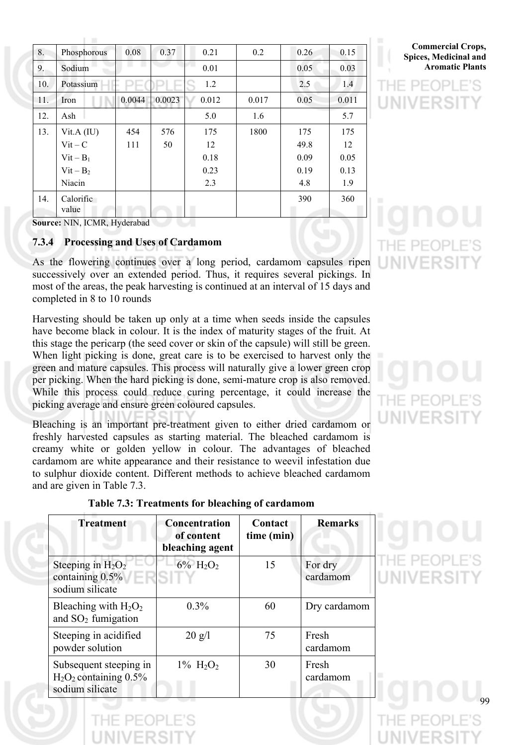| 8. | Phosphorous | 0.08 | 0.37 | 0.21 | 0.2 | 0.26 | 0.15 |
|---|---|---|---|---|---|---|---|
| 9. | Sodium | | | 0.01 | | 0.05 | 0.03 |
| 10. | Potassium | | | 1.2 | | 2.5 | 1.4 |
| 11. | Iron | 0.0044 | 0.0023 | 0.012 | 0.017 | 0.05 | 0.011 |
| 12. | Ash | | | 5.0 | 1.6 | | 5.7 |
| 13. | Vit.A (IU)<br>Vit – C<br>Vit – $B_1$<br>Vit – $B_2$<br>Niacin | 454<br>111 | 576<br>50 | 175<br>12<br>0.18<br>0.23<br>2.3 | 1800 | 175<br>49.8<br>0.09<br>0.19<br>4.8 | 175<br>12<br>0.05<br>0.13<br>1.9 |
| 14. | Calorific value | | | | | 390 | 360 |

**Source:** NIN, ICMR, Hyderabad

### 7.3.4 Processing and Uses of Cardamom

As the flowering continues over a long period, cardamom capsules ripen successively over an extended period. Thus, it requires several pickings. In most of the areas, the peak harvesting is continued at an interval of 15 days and completed in 8 to 10 rounds

Harvesting should be taken up only at a time when seeds inside the capsules have become black in colour. It is the index of maturity stages of the fruit. At this stage the pericarp (the seed cover or skin of the capsule) will still be green. When light picking is done, great care is to be exercised to harvest only the green and mature capsules. This process will naturally give a lower green crop per picking. When the hard picking is done, semi-mature crop is also removed. While this process could reduce curing percentage, it could increase the picking average and ensure green coloured capsules.

Bleaching is an important pre-treatment given to either dried cardamom or freshly harvested capsules as starting material. The bleached cardamom is creamy white or golden yellow in colour. The advantages of bleached cardamom are white appearance and their resistance to weevil infestation due to sulphur dioxide content. Different methods to achieve bleached cardamom and are given in Table 7.3.

**Table 7.3: Treatments for bleaching of cardamom**

| Treatment | Concentration of content bleaching agent | Contact time (min) | Remarks |
|---|---|---|---|
| Steeping in $H_2O_2$ containing 0.5% sodium silicate | 6% $H_2O_2$ | 15 | For dry cardamom |
| Bleaching with $H_2O_2$ and $SO_2$ fumigation | 0.3% | 60 | Dry cardamom |
| Steeping in acidified powder solution | 20 g/l | 75 | Fresh cardamom |
| Subsequent steeping in $H_2O_2$ containing 0.5% sodium silicate | 1% $H_2O_2$ | 30 | Fresh cardamom |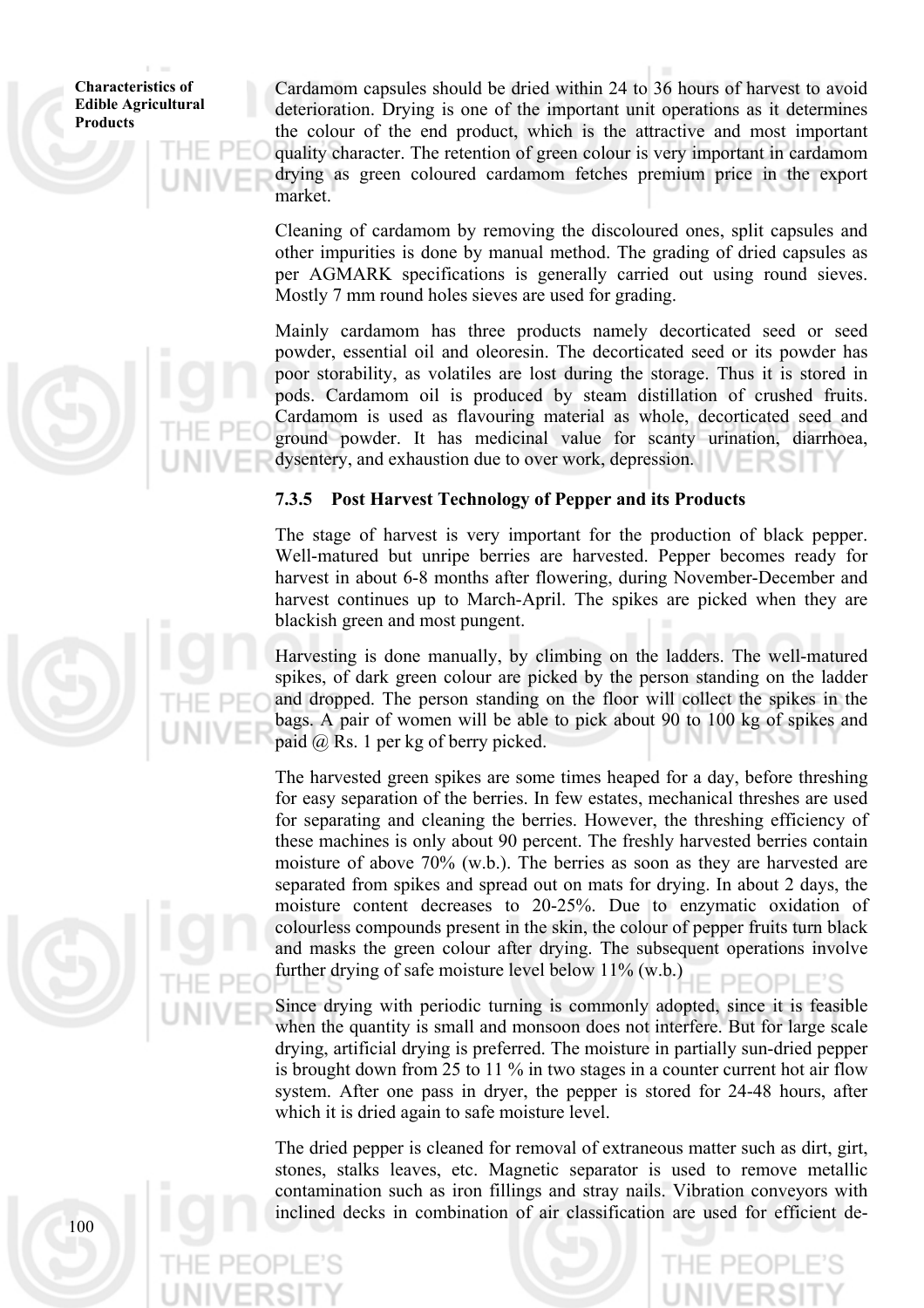Cardamom capsules should be dried within 24 to 36 hours of harvest to avoid deterioration. Drying is one of the important unit operations as it determines the colour of the end product, which is the attractive and most important quality character. The retention of green colour is very important in cardamom drying as green coloured cardamom fetches premium price in the export market.

Cleaning of cardamom by removing the discoloured ones, split capsules and other impurities is done by manual method. The grading of dried capsules as per AGMARK specifications is generally carried out using round sieves. Mostly 7 mm round holes sieves are used for grading.

Mainly cardamom has three products namely decorticated seed or seed powder, essential oil and oleoresin. The decorticated seed or its powder has poor storability, as volatiles are lost during the storage. Thus it is stored in pods. Cardamom oil is produced by steam distillation of crushed fruits. Cardamom is used as flavouring material as whole, decorticated seed and ground powder. It has medicinal value for scanty urination, diarrhoea, dysentery, and exhaustion due to over work, depression.

### 7.3.5 Post Harvest Technology of Pepper and its Products

The stage of harvest is very important for the production of black pepper. Well-matured but unripe berries are harvested. Pepper becomes ready for harvest in about 6-8 months after flowering, during November-December and harvest continues up to March-April. The spikes are picked when they are blackish green and most pungent.

Harvesting is done manually, by climbing on the ladders. The well-matured spikes, of dark green colour are picked by the person standing on the ladder and dropped. The person standing on the floor will collect the spikes in the bags. A pair of women will be able to pick about 90 to 100 kg of spikes and paid @ Rs. 1 per kg of berry picked.

The harvested green spikes are some times heaped for a day, before threshing for easy separation of the berries. In few estates, mechanical threshes are used for separating and cleaning the berries. However, the threshing efficiency of these machines is only about 90 percent. The freshly harvested berries contain moisture of above 70% (w.b.). The berries as soon as they are harvested are separated from spikes and spread out on mats for drying. In about 2 days, the moisture content decreases to 20-25%. Due to enzymatic oxidation of colourless compounds present in the skin, the colour of pepper fruits turn black and masks the green colour after drying. The subsequent operations involve further drying of safe moisture level below 11% (w.b.)

Since drying with periodic turning is commonly adopted, since it is feasible when the quantity is small and monsoon does not interfere. But for large scale drying, artificial drying is preferred. The moisture in partially sun-dried pepper is brought down from 25 to 11 % in two stages in a counter current hot air flow system. After one pass in dryer, the pepper is stored for 24-48 hours, after which it is dried again to safe moisture level.

The dried pepper is cleaned for removal of extraneous matter such as dirt, girt, stones, stalks leaves, etc. Magnetic separator is used to remove metallic contamination such as iron fillings and stray nails. Vibration conveyors with inclined decks in combination of air classification are used for efficient de-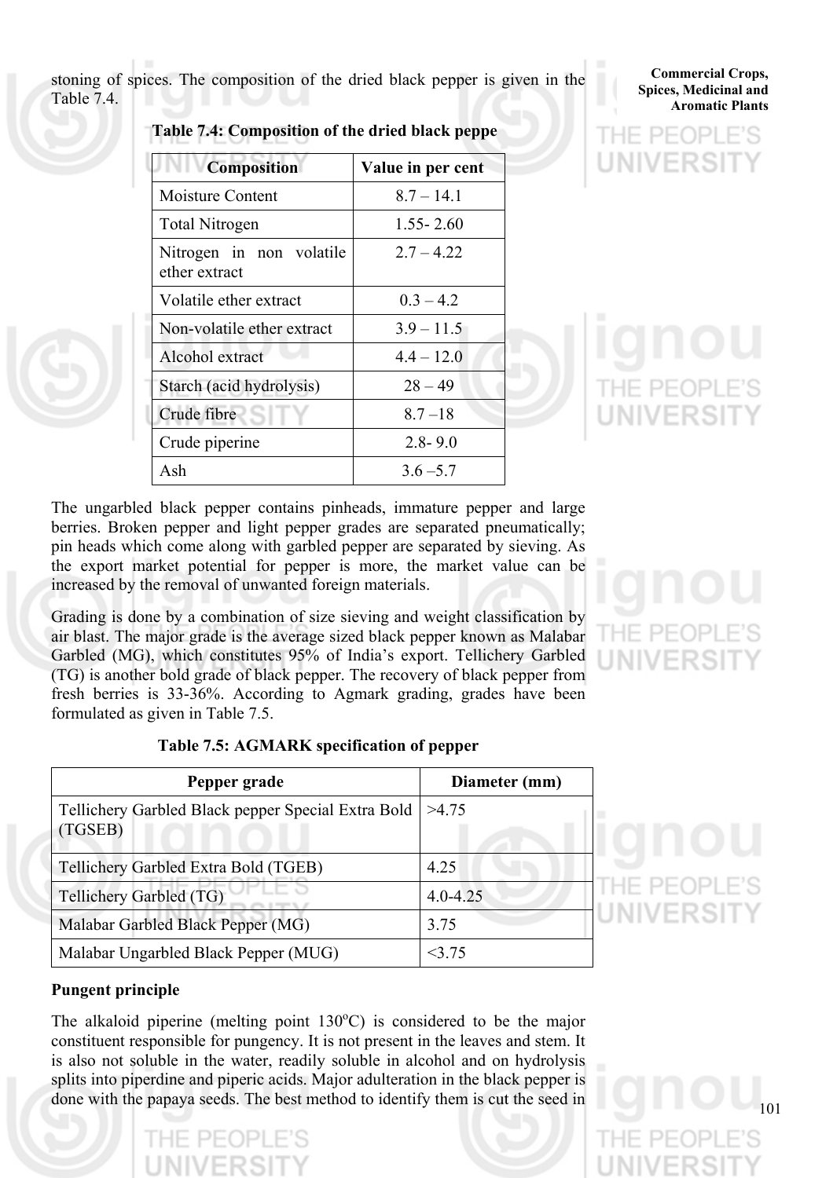stoning of spices. The composition of the dried black pepper is given in the Table 7.4.

**Table 7.4: Composition of the dried black peppe**

| Composition | Value in per cent |
|---|---|
| Moisture Content | 8.7 – 14.1 |
| Total Nitrogen | 1.55- 2.60 |
| Nitrogen in non volatile ether extract | 2.7 – 4.22 |
| Volatile ether extract | 0.3 – 4.2 |
| Non-volatile ether extract | 3.9 – 11.5 |
| Alcohol extract | 4.4 – 12.0 |
| Starch (acid hydrolysis) | 28 – 49 |
| Crude fibre | 8.7 –18 |
| Crude piperine | 2.8- 9.0 |
| Ash | 3.6 –5.7 |

The ungarbled black pepper contains pinheads, immature pepper and large berries. Broken pepper and light pepper grades are separated pneumatically; pin heads which come along with garbled pepper are separated by sieving. As the export market potential for pepper is more, the market value can be increased by the removal of unwanted foreign materials.

Grading is done by a combination of size sieving and weight classification by air blast. The major grade is the average sized black pepper known as Malabar Garbled (MG), which constitutes 95% of India's export. Tellichery Garbled (TG) is another bold grade of black pepper. The recovery of black pepper from fresh berries is 33-36%. According to Agmark grading, grades have been formulated as given in Table 7.5.

**Table 7.5: AGMARK specification of pepper**

| Pepper grade | Diameter (mm) |
|---|---|
| Tellichery Garbled Black pepper Special Extra Bold (TGSEB) | >4.75 |
| Tellichery Garbled Extra Bold (TGEB) | 4.25 |
| Tellichery Garbled (TG) | 4.0-4.25 |
| Malabar Garbled Black Pepper (MG) | 3.75 |
| Malabar Ungarbled Black Pepper (MUG) | <3.75 |

**Pungent principle**

The alkaloid piperine (melting point 130$^{o}$C) is considered to be the major constituent responsible for pungency. It is not present in the leaves and stem. It is also not soluble in the water, readily soluble in alcohol and on hydrolysis splits into piperdine and piperic acids. Major adulteration in the black pepper is done with the papaya seeds. The best method to identify them is cut the seed in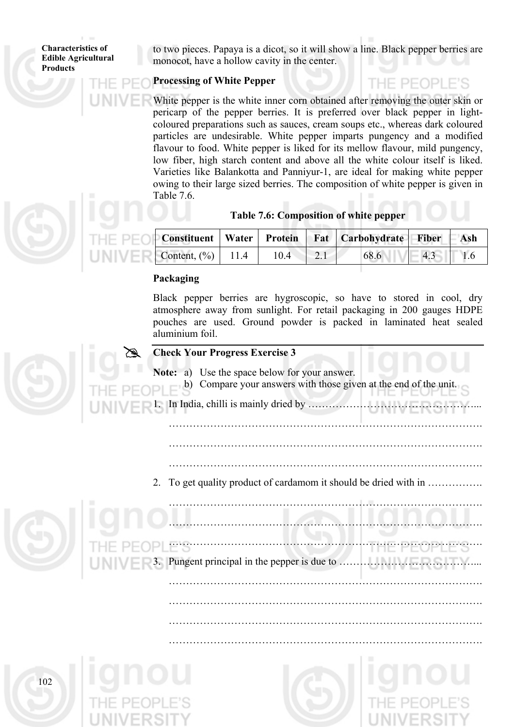to two pieces. Papaya is a dicot, so it will show a line. Black pepper berries are monocot, have a hollow cavity in the center.

**Processing of White Pepper**

White pepper is the white inner corn obtained after removing the outer skin or pericarp of the pepper berries. It is preferred over black pepper in light-coloured preparations such as sauces, cream soups etc., whereas dark coloured particles are undesirable. White pepper imparts pungency and a modified flavour to food. White pepper is liked for its mellow flavour, mild pungency, low fiber, high starch content and above all the white colour itself is liked. Varieties like Balankotta and Panniyur-1, are ideal for making white pepper owing to their large sized berries. The composition of white pepper is given in Table 7.6.

**Table 7.6: Composition of white pepper**

| Constituent | Water | Protein | Fat | Carbohydrate | Fiber | Ash |
|---|---|---|---|---|---|---|
| Content, (%) | 11.4 | 10.4 | 2.1 | 68.6 | 4.3 | 1.6 |

**Packaging**

Black pepper berries are hygroscopic, so have to stored in cool, dry atmosphere away from sunlight. For retail packaging in 200 gauges HDPE pouches are used. Ground powder is packed in laminated heat sealed aluminium foil.

**Check Your Progress Exercise 3**

**Note:** a) Use the space below for your answer.
b) Compare your answers with those given at the end of the unit.

1. In India, chilli is mainly dried by …………………………………………...

………………………………………………………………………………….

………………………………………………………………………………….

………………………………………………………………………………….

2. To get quality product of cardamom it should be dried with in …………….

………………………………………………………………………………….

………………………………………………………………………………….

………………………………………………………………………………….

3. Pungent principal in the pepper is due to …………………………………...

………………………………………………………………………………….

………………………………………………………………………………….

………………………………………………………………………………….

………………………………………………………………………………….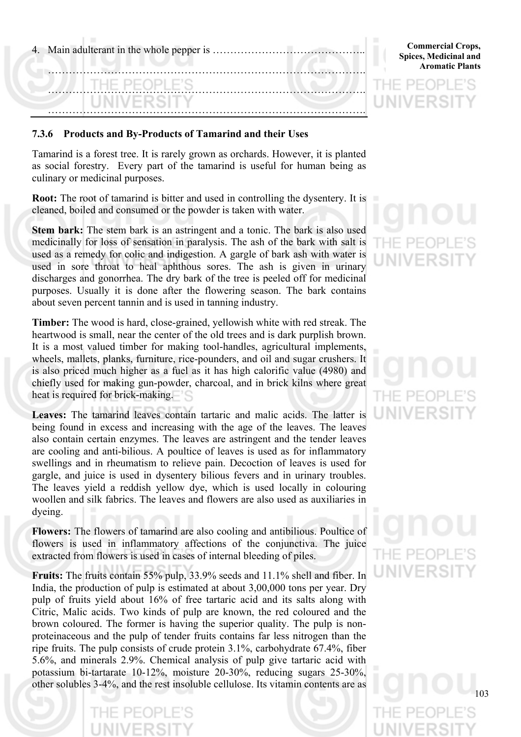4. Main adulterant in the whole pepper is ……………………………………..

…………………………………………………………………………………….

…………………………………………………………………………………….

…………………………………………………………………………………….

### 7.3.6 Products and By-Products of Tamarind and their Uses

Tamarind is a forest tree. It is rarely grown as orchards. However, it is planted as social forestry. Every part of the tamarind is useful for human being as culinary or medicinal purposes.

**Root:** The root of tamarind is bitter and used in controlling the dysentery. It is cleaned, boiled and consumed or the powder is taken with water.

**Stem bark:** The stem bark is an astringent and a tonic. The bark is also used medicinally for loss of sensation in paralysis. The ash of the bark with salt is used as a remedy for colic and indigestion. A gargle of bark ash with water is used in sore throat to heal aphthous sores. The ash is given in urinary discharges and gonorrhea. The dry bark of the tree is peeled off for medicinal purposes. Usually it is done after the flowering season. The bark contains about seven percent tannin and is used in tanning industry.

**Timber:** The wood is hard, close-grained, yellowish white with red streak. The heartwood is small, near the center of the old trees and is dark purplish brown. It is a most valued timber for making tool-handles, agricultural implements, wheels, mallets, planks, furniture, rice-pounders, and oil and sugar crushers. It is also priced much higher as a fuel as it has high calorific value (4980) and chiefly used for making gun-powder, charcoal, and in brick kilns where great heat is required for brick-making.

**Leaves:** The tamarind leaves contain tartaric and malic acids. The latter is being found in excess and increasing with the age of the leaves. The leaves also contain certain enzymes. The leaves are astringent and the tender leaves are cooling and anti-bilious. A poultice of leaves is used as for inflammatory swellings and in rheumatism to relieve pain. Decoction of leaves is used for gargle, and juice is used in dysentery bilious fevers and in urinary troubles. The leaves yield a reddish yellow dye, which is used locally in colouring woollen and silk fabrics. The leaves and flowers are also used as auxiliaries in dyeing.

**Flowers:** The flowers of tamarind are also cooling and antibilious. Poultice of flowers is used in inflammatory affections of the conjunctiva. The juice extracted from flowers is used in cases of internal bleeding of piles.

**Fruits:** The fruits contain 55% pulp, 33.9% seeds and 11.1% shell and fiber. In India, the production of pulp is estimated at about 3,00,000 tons per year. Dry pulp of fruits yield about 16% of free tartaric acid and its salts along with Citric, Malic acids. Two kinds of pulp are known, the red coloured and the brown coloured. The former is having the superior quality. The pulp is non-proteinaceous and the pulp of tender fruits contains far less nitrogen than the ripe fruits. The pulp consists of crude protein 3.1%, carbohydrate 67.4%, fiber 5.6%, and minerals 2.9%. Chemical analysis of pulp give tartaric acid with potassium bi-tartarate 10-12%, moisture 20-30%, reducing sugars 25-30%, other solubles 3-4%, and the rest insoluble cellulose. Its vitamin contents are as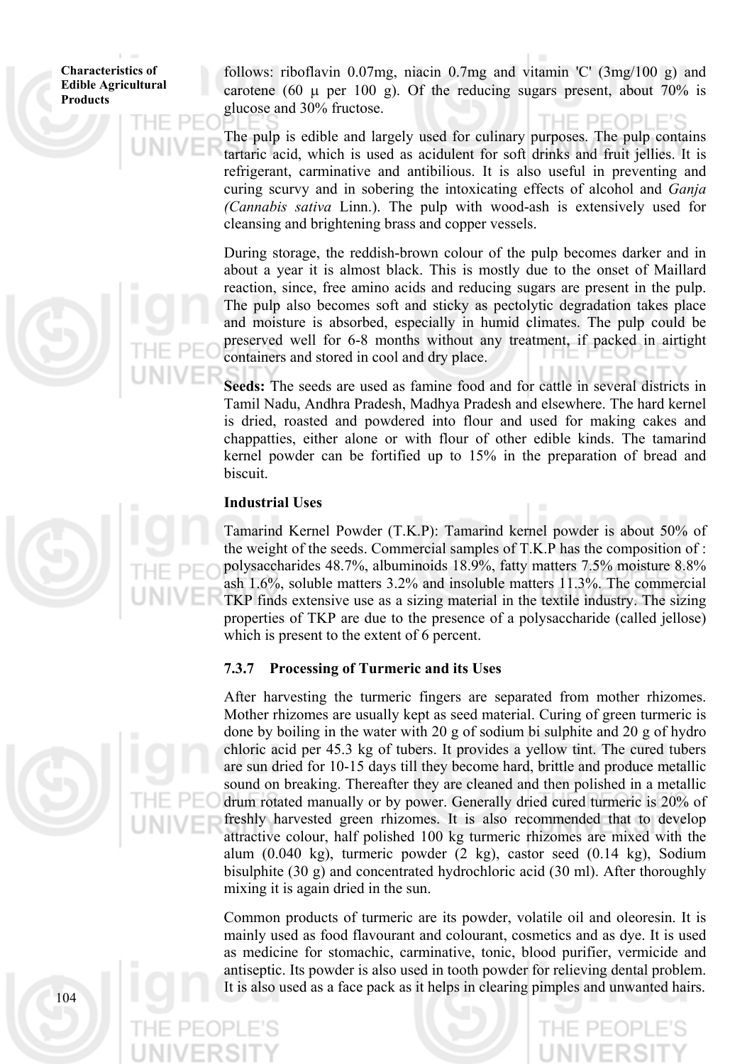follows: riboflavin 0.07mg, niacin 0.7mg and vitamin 'C' (3mg/100 g) and carotene (60 μ per 100 g). Of the reducing sugars present, about 70% is glucose and 30% fructose.

The pulp is edible and largely used for culinary purposes. The pulp contains tartaric acid, which is used as acidulent for soft drinks and fruit jellies. It is refrigerant, carminative and antibilious. It is also useful in preventing and curing scurvy and in sobering the intoxicating effects of alcohol and *Ganja (Cannabis sativa* Linn.). The pulp with wood-ash is extensively used for cleansing and brightening brass and copper vessels.

During storage, the reddish-brown colour of the pulp becomes darker and in about a year it is almost black. This is mostly due to the onset of Maillard reaction, since, free amino acids and reducing sugars are present in the pulp. The pulp also becomes soft and sticky as pectolytic degradation takes place and moisture is absorbed, especially in humid climates. The pulp could be preserved well for 6-8 months without any treatment, if packed in airtight containers and stored in cool and dry place.

**Seeds:** The seeds are used as famine food and for cattle in several districts in Tamil Nadu, Andhra Pradesh, Madhya Pradesh and elsewhere. The hard kernel is dried, roasted and powdered into flour and used for making cakes and chappatties, either alone or with flour of other edible kinds. The tamarind kernel powder can be fortified up to 15% in the preparation of bread and biscuit.

**Industrial Uses**

Tamarind Kernel Powder (T.K.P): Tamarind kernel powder is about 50% of the weight of the seeds. Commercial samples of T.K.P has the composition of : polysaccharides 48.7%, albuminoids 18.9%, fatty matters 7.5% moisture 8.8% ash 1.6%, soluble matters 3.2% and insoluble matters 11.3%. The commercial TKP finds extensive use as a sizing material in the textile industry. The sizing properties of TKP are due to the presence of a polysaccharide (called jellose) which is present to the extent of 6 percent.

### 7.3.7 Processing of Turmeric and its Uses

After harvesting the turmeric fingers are separated from mother rhizomes. Mother rhizomes are usually kept as seed material. Curing of green turmeric is done by boiling in the water with 20 g of sodium bi sulphite and 20 g of hydro chloric acid per 45.3 kg of tubers. It provides a yellow tint. The cured tubers are sun dried for 10-15 days till they become hard, brittle and produce metallic sound on breaking. Thereafter they are cleaned and then polished in a metallic drum rotated manually or by power. Generally dried cured turmeric is 20% of freshly harvested green rhizomes. It is also recommended that to develop attractive colour, half polished 100 kg turmeric rhizomes are mixed with the alum (0.040 kg), turmeric powder (2 kg), castor seed (0.14 kg), Sodium bisulphite (30 g) and concentrated hydrochloric acid (30 ml). After thoroughly mixing it is again dried in the sun.

Common products of turmeric are its powder, volatile oil and oleoresin. It is mainly used as food flavourant and colourant, cosmetics and as dye. It is used as medicine for stomachic, carminative, tonic, blood purifier, vermicide and antiseptic. Its powder is also used in tooth powder for relieving dental problem. It is also used as a face pack as it helps in clearing pimples and unwanted hairs.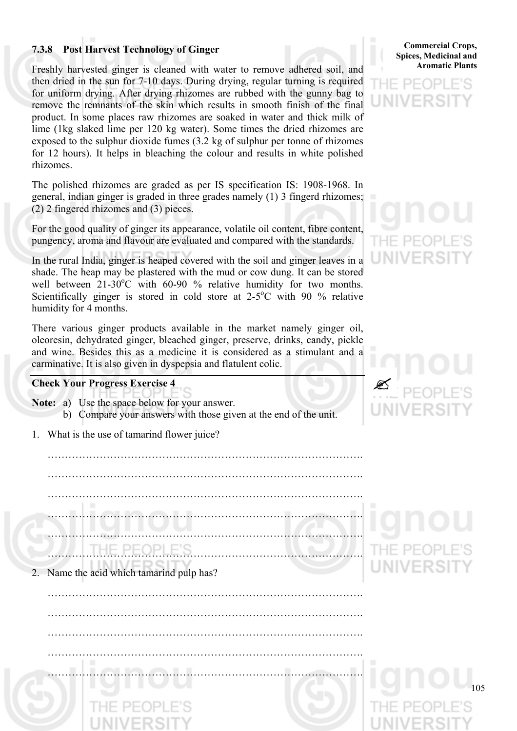### 7.3.8 Post Harvest Technology of Ginger

Freshly harvested ginger is cleaned with water to remove adhered soil, and then dried in the sun for 7-10 days. During drying, regular turning is required for uniform drying. After drying rhizomes are rubbed with the gunny bag to remove the remnants of the skin which results in smooth finish of the final product. In some places raw rhizomes are soaked in water and thick milk of lime (1kg slaked lime per 120 kg water). Some times the dried rhizomes are exposed to the sulphur dioxide fumes (3.2 kg of sulphur per tonne of rhizomes for 12 hours). It helps in bleaching the colour and results in white polished rhizomes.

The polished rhizomes are graded as per IS specification IS: 1908-1968. In general, indian ginger is graded in three grades namely (1) 3 fingerd rhizomes; (2) 2 fingered rhizomes and (3) pieces.

For the good quality of ginger its appearance, volatile oil content, fibre content, pungency, aroma and flavour are evaluated and compared with the standards.

In the rural India, ginger is heaped covered with the soil and ginger leaves in a shade. The heap may be plastered with the mud or cow dung. It can be stored well between 21-30$^{o}$C with 60-90 % relative humidity for two months. Scientifically ginger is stored in cold store at 2-5$^{o}$C with 90 % relative humidity for 4 months.

There various ginger products available in the market namely ginger oil, oleoresin, dehydrated ginger, bleached ginger, preserve, drinks, candy, pickle and wine. Besides this as a medicine it is considered as a stimulant and a carminative. It is also given in dyspepsia and flatulent colic.

---

**Check Your Progress Exercise 4**

**Note:** a) Use the space below for your answer.
b) Compare your answers with those given at the end of the unit.

1. What is the use of tamarind flower juice?

……………………………………………………………………………….
……………………………………………………………………………….
……………………………………………………………………………….
……………………………………………………………………………….
……………………………………………………………………………….
……………………………………………………………………………….

2. Name the acid which tamarind pulp has?

……………………………………………………………………………….
……………………………………………………………………………….
……………………………………………………………………………….
……………………………………………………………………………….
……………………………………………………………………………….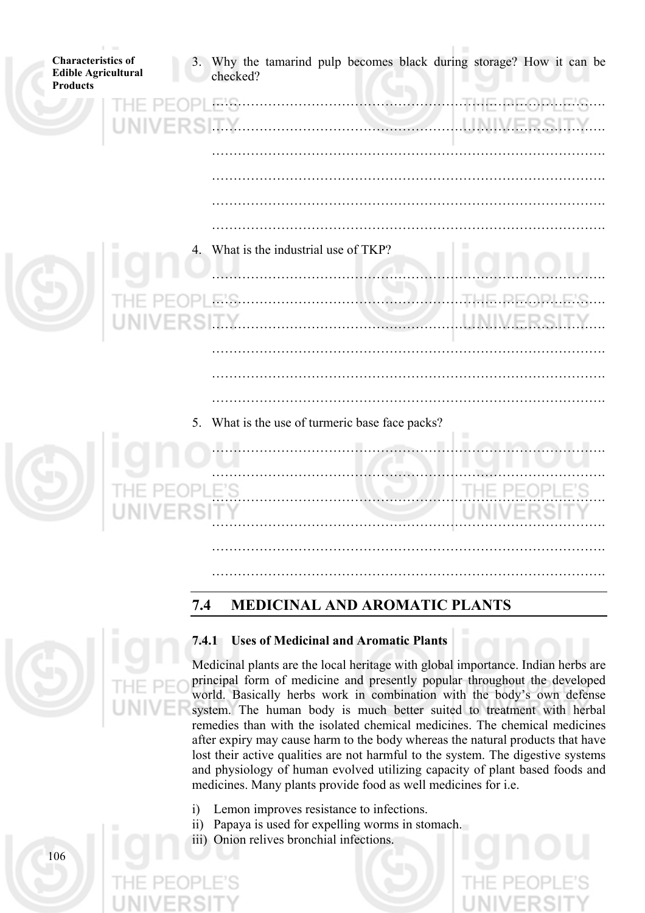3. Why the tamarind pulp becomes black during storage? How it can be checked?

…………………………………………………………………………………

…………………………………………………………………………………

…………………………………………………………………………………

…………………………………………………………………………………

…………………………………………………………………………………

…………………………………………………………………………………

4. What is the industrial use of TKP?

…………………………………………………………………………………

…………………………………………………………………………………

…………………………………………………………………………………

…………………………………………………………………………………

…………………………………………………………………………………

…………………………………………………………………………………

5. What is the use of turmeric base face packs?

…………………………………………………………………………………

…………………………………………………………………………………

…………………………………………………………………………………

…………………………………………………………………………………

…………………………………………………………………………………

…………………………………………………………………………………

## 7.4 MEDICINAL AND AROMATIC PLANTS

### 7.4.1 Uses of Medicinal and Aromatic Plants

Medicinal plants are the local heritage with global importance. Indian herbs are principal form of medicine and presently popular throughout the developed world. Basically herbs work in combination with the body's own defense system. The human body is much better suited to treatment with herbal remedies than with the isolated chemical medicines. The chemical medicines after expiry may cause harm to the body whereas the natural products that have lost their active qualities are not harmful to the system. The digestive systems and physiology of human evolved utilizing capacity of plant based foods and medicines. Many plants provide food as well medicines for i.e.

i) Lemon improves resistance to infections.
ii) Papaya is used for expelling worms in stomach.
iii) Onion relives bronchial infections.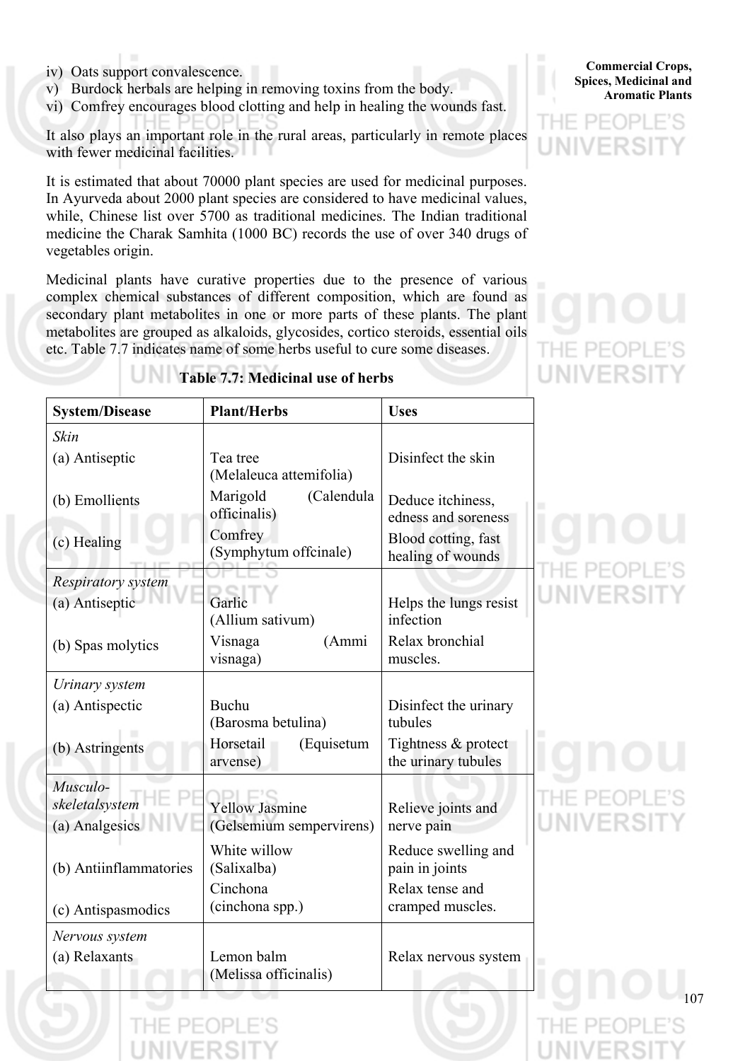iv) Oats support convalescence.
v) Burdock herbals are helping in removing toxins from the body.
vi) Comfrey encourages blood clotting and help in healing the wounds fast.

It also plays an important role in the rural areas, particularly in remote places with fewer medicinal facilities.

It is estimated that about 70000 plant species are used for medicinal purposes. In Ayurveda about 2000 plant species are considered to have medicinal values, while, Chinese list over 5700 as traditional medicines. The Indian traditional medicine the Charak Samhita (1000 BC) records the use of over 340 drugs of vegetables origin.

Medicinal plants have curative properties due to the presence of various complex chemical substances of different composition, which are found as secondary plant metabolites in one or more parts of these plants. The plant metabolites are grouped as alkaloids, glycosides, cortico steroids, essential oils etc. Table 7.7 indicates name of some herbs useful to cure some diseases.

**Table 7.7: Medicinal use of herbs**

| System/Disease | Plant/Herbs | Uses |
|---|---|---|
| *Skin* | | |
| (a) Antiseptic | Tea tree (Melaleuca attemifolia) | Disinfect the skin |
| (b) Emollients | Marigold (Calendula officinalis) | Deduce itchiness, edness and soreness |
| (c) Healing | Comfrey (Symphytum offcinale) | Blood cotting, fast healing of wounds |
| *Respiratory system* | | |
| (a) Antiseptic | Garlic (Allium sativum) | Helps the lungs resist infection |
| (b) Spas molytics | Visnaga (Ammi visnaga) | Relax bronchial muscles. |
| *Urinary system* | | |
| (a) Antispectic | Buchu (Barosma betulina) | Disinfect the urinary tubules |
| (b) Astringents | Horsetail (Equisetum arvense) | Tightness & protect the urinary tubules |
| *Musculo-skeletalsystem* | | |
| (a) Analgesics | Yellow Jasmine (Gelsemium sempervirens) | Relieve joints and nerve pain |
| (b) Antiinflammatories | White willow (Salixalba) | Reduce swelling and pain in joints |
| (c) Antispasmodics | Cinchona (cinchona spp.) | Relax tense and cramped muscles. |
| *Nervous system* | | |
| (a) Relaxants | Lemon balm (Melissa officinalis) | Relax nervous system |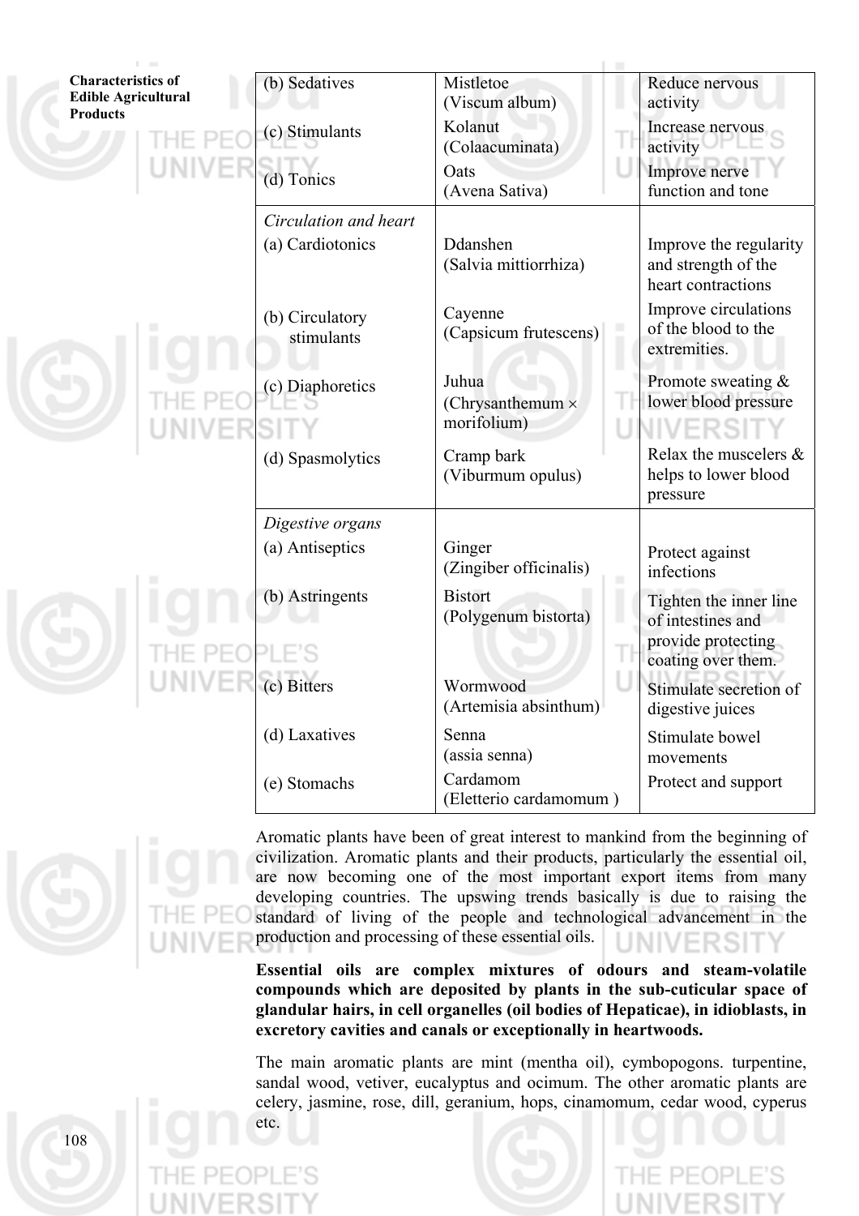| | | |
|---|---|---|
| (b) Sedatives | Mistletoe (Viscum album) | Reduce nervous activity |
| (c) Stimulants | Kolanut (Colaacuminata) | Increase nervous activity |
| (d) Tonics | Oats (Avena Sativa) | Improve nerve function and tone |
| *Circulation and heart* | | |
| (a) Cardiotonics | Ddanshen (Salvia mittiorrhiza) | Improve the regularity and strength of the heart contractions |
| (b) Circulatory stimulants | Cayenne (Capsicum frutescens) | Improve circulations of the blood to the extremities. |
| (c) Diaphoretics | Juhua (Chrysanthemum × morifolium) | Promote sweating & lower blood pressure |
| (d) Spasmolytics | Cramp bark (Viburmum opulus) | Relax the muscelers & helps to lower blood pressure |
| *Digestive organs* | | |
| (a) Antiseptics | Ginger (Zingiber officinalis) | Protect against infections |
| (b) Astringents | Bistort (Polygenum bistorta) | Tighten the inner line of intestines and provide protecting coating over them. |
| (c) Bitters | Wormwood (Artemisia absinthum) | Stimulate secretion of digestive juices |
| (d) Laxatives | Senna (assia senna) | Stimulate bowel movements |
| (e) Stomachs | Cardamom (Eletterio cardamomum ) | Protect and support |

Aromatic plants have been of great interest to mankind from the beginning of civilization. Aromatic plants and their products, particularly the essential oil, are now becoming one of the most important export items from many developing countries. The upswing trends basically is due to raising the standard of living of the people and technological advancement in the production and processing of these essential oils.

**Essential oils are complex mixtures of odours and steam-volatile compounds which are deposited by plants in the sub-cuticular space of glandular hairs, in cell organelles (oil bodies of Hepaticae), in idioblasts, in excretory cavities and canals or exceptionally in heartwoods.**

The main aromatic plants are mint (mentha oil), cymbopogons. turpentine, sandal wood, vetiver, eucalyptus and ocimum. The other aromatic plants are celery, jasmine, rose, dill, geranium, hops, cinamomum, cedar wood, cyperus etc.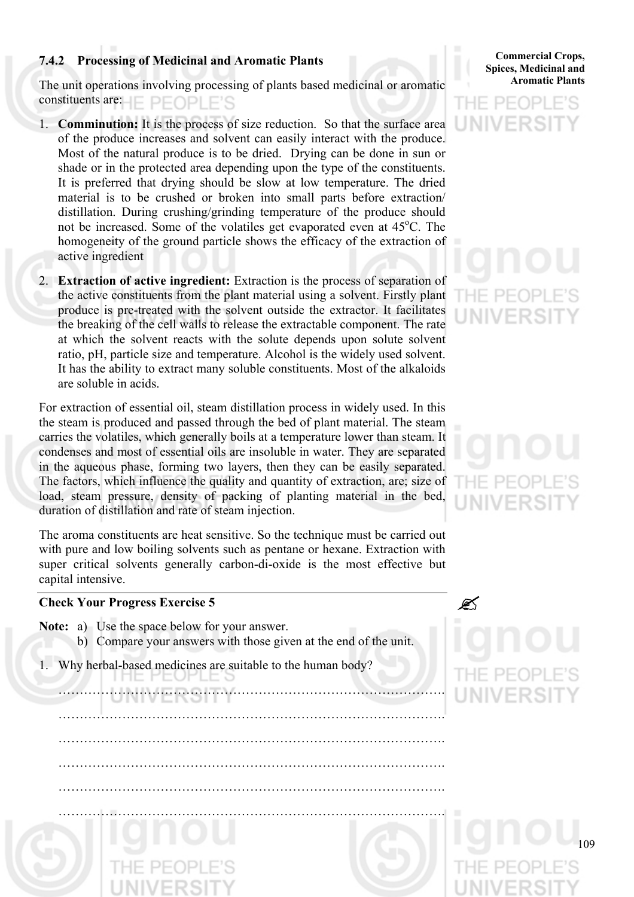### 7.4.2 Processing of Medicinal and Aromatic Plants

The unit operations involving processing of plants based medicinal or aromatic constituents are:

1. **Comminution:** It is the process of size reduction. So that the surface area of the produce increases and solvent can easily interact with the produce. Most of the natural produce is to be dried. Drying can be done in sun or shade or in the protected area depending upon the type of the constituents. It is preferred that drying should be slow at low temperature. The dried material is to be crushed or broken into small parts before extraction/ distillation. During crushing/grinding temperature of the produce should not be increased. Some of the volatiles get evaporated even at 45$^o$C. The homogeneity of the ground particle shows the efficacy of the extraction of active ingredient

2. **Extraction of active ingredient:** Extraction is the process of separation of the active constituents from the plant material using a solvent. Firstly plant produce is pre-treated with the solvent outside the extractor. It facilitates the breaking of the cell walls to release the extractable component. The rate at which the solvent reacts with the solute depends upon solute solvent ratio, pH, particle size and temperature. Alcohol is the widely used solvent. It has the ability to extract many soluble constituents. Most of the alkaloids are soluble in acids.

For extraction of essential oil, steam distillation process in widely used. In this the steam is produced and passed through the bed of plant material. The steam carries the volatiles, which generally boils at a temperature lower than steam. It condenses and most of essential oils are insoluble in water. They are separated in the aqueous phase, forming two layers, then they can be easily separated. The factors, which influence the quality and quantity of extraction, are; size of load, steam pressure, density of packing of planting material in the bed, duration of distillation and rate of steam injection.

The aroma constituents are heat sensitive. So the technique must be carried out with pure and low boiling solvents such as pentane or hexane. Extraction with super critical solvents generally carbon-di-oxide is the most effective but capital intensive.

**Check Your Progress Exercise 5**

**Note:** a) Use the space below for your answer.
b) Compare your answers with those given at the end of the unit.

1. Why herbal-based medicines are suitable to the human body?

……………………………………………………………………………….

……………………………………………………………………………….

……………………………………………………………………………….

……………………………………………………………………………….

……………………………………………………………………………….

……………………………………………………………………………….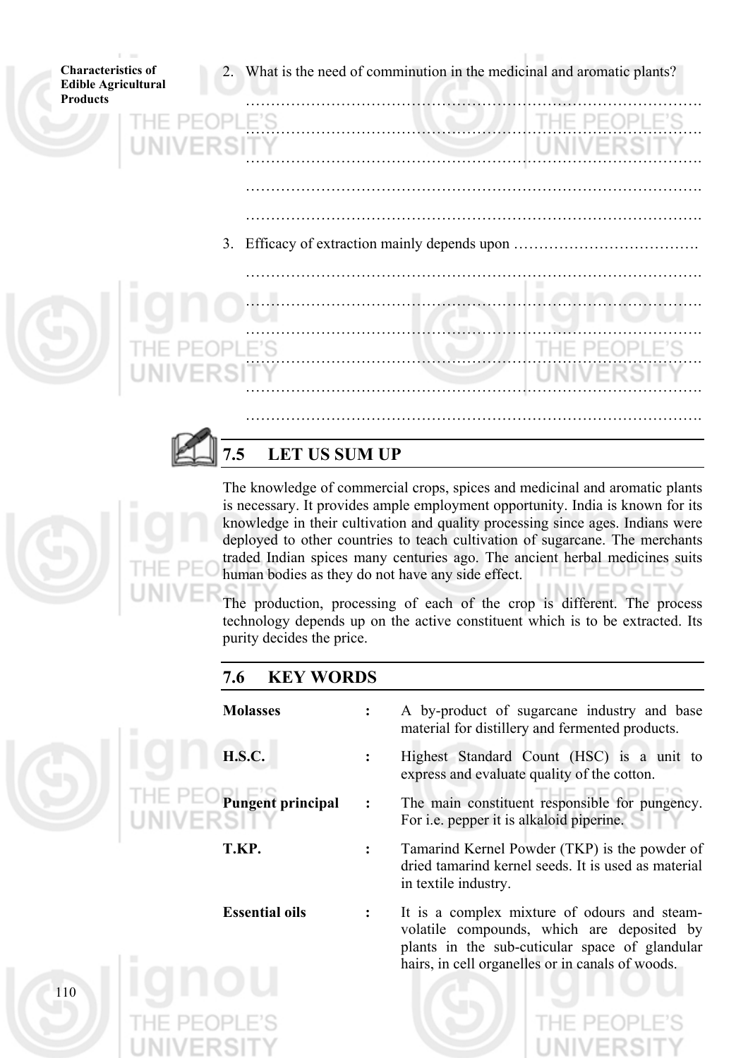2. What is the need of comminution in the medicinal and aromatic plants?

…………………………………………………………………………………

…………………………………………………………………………………

…………………………………………………………………………………

…………………………………………………………………………………

…………………………………………………………………………………

3. Efficacy of extraction mainly depends upon ……………………………….

…………………………………………………………………………………

…………………………………………………………………………………

…………………………………………………………………………………

…………………………………………………………………………………

…………………………………………………………………………………

…………………………………………………………………………………

## 7.5 LET US SUM UP

The knowledge of commercial crops, spices and medicinal and aromatic plants is necessary. It provides ample employment opportunity. India is known for its knowledge in their cultivation and quality processing since ages. Indians were deployed to other countries to teach cultivation of sugarcane. The merchants traded Indian spices many centuries ago. The ancient herbal medicines suits human bodies as they do not have any side effect.

The production, processing of each of the crop is different. The process technology depends up on the active constituent which is to be extracted. Its purity decides the price.

## 7.6 KEY WORDS

**Molasses** : A by-product of sugarcane industry and base material for distillery and fermented products.

**H.S.C.** : Highest Standard Count (HSC) is a unit to express and evaluate quality of the cotton.

**Pungent principal** : The main constituent responsible for pungency. For i.e. pepper it is alkaloid piperine.

**T.KP.** : Tamarind Kernel Powder (TKP) is the powder of dried tamarind kernel seeds. It is used as material in textile industry.

**Essential oils** : It is a complex mixture of odours and steam-volatile compounds, which are deposited by plants in the sub-cuticular space of glandular hairs, in cell organelles or in canals of woods.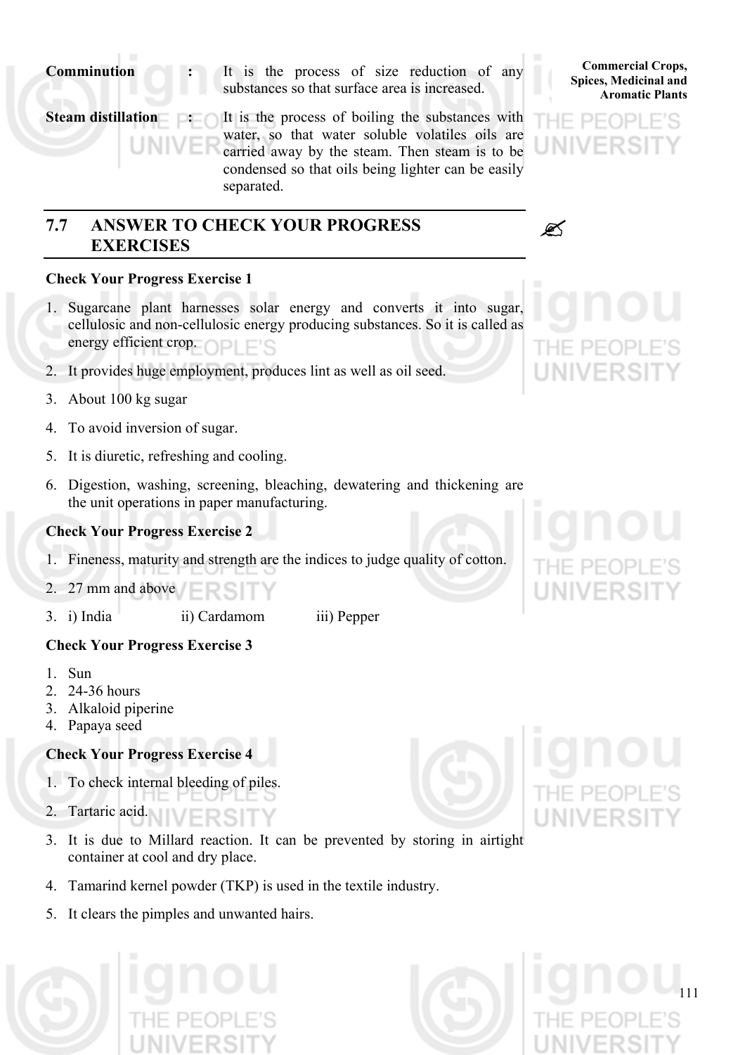**Comminution** : It is the process of size reduction of any substances so that surface area is increased.

**Steam distillation** : It is the process of boiling the substances with water, so that water soluble volatiles oils are carried away by the steam. Then steam is to be condensed so that oils being lighter can be easily separated.

## 7.7 ANSWER TO CHECK YOUR PROGRESS EXERCISES

**Check Your Progress Exercise 1**

1. Sugarcane plant harnesses solar energy and converts it into sugar, cellulosic and non-cellulosic energy producing substances. So it is called as energy efficient crop.
2. It provides huge employment, produces lint as well as oil seed.
3. About 100 kg sugar
4. To avoid inversion of sugar.
5. It is diuretic, refreshing and cooling.
6. Digestion, washing, screening, bleaching, dewatering and thickening are the unit operations in paper manufacturing.

**Check Your Progress Exercise 2**

1. Fineness, maturity and strength are the indices to judge quality of cotton.
2. 27 mm and above
3. i) India ii) Cardamom iii) Pepper

**Check Your Progress Exercise 3**

1. Sun
2. 24-36 hours
3. Alkaloid piperine
4. Papaya seed

**Check Your Progress Exercise 4**

1. To check internal bleeding of piles.
2. Tartaric acid.
3. It is due to Millard reaction. It can be prevented by storing in airtight container at cool and dry place.
4. Tamarind kernel powder (TKP) is used in the textile industry.
5. It clears the pimples and unwanted hairs.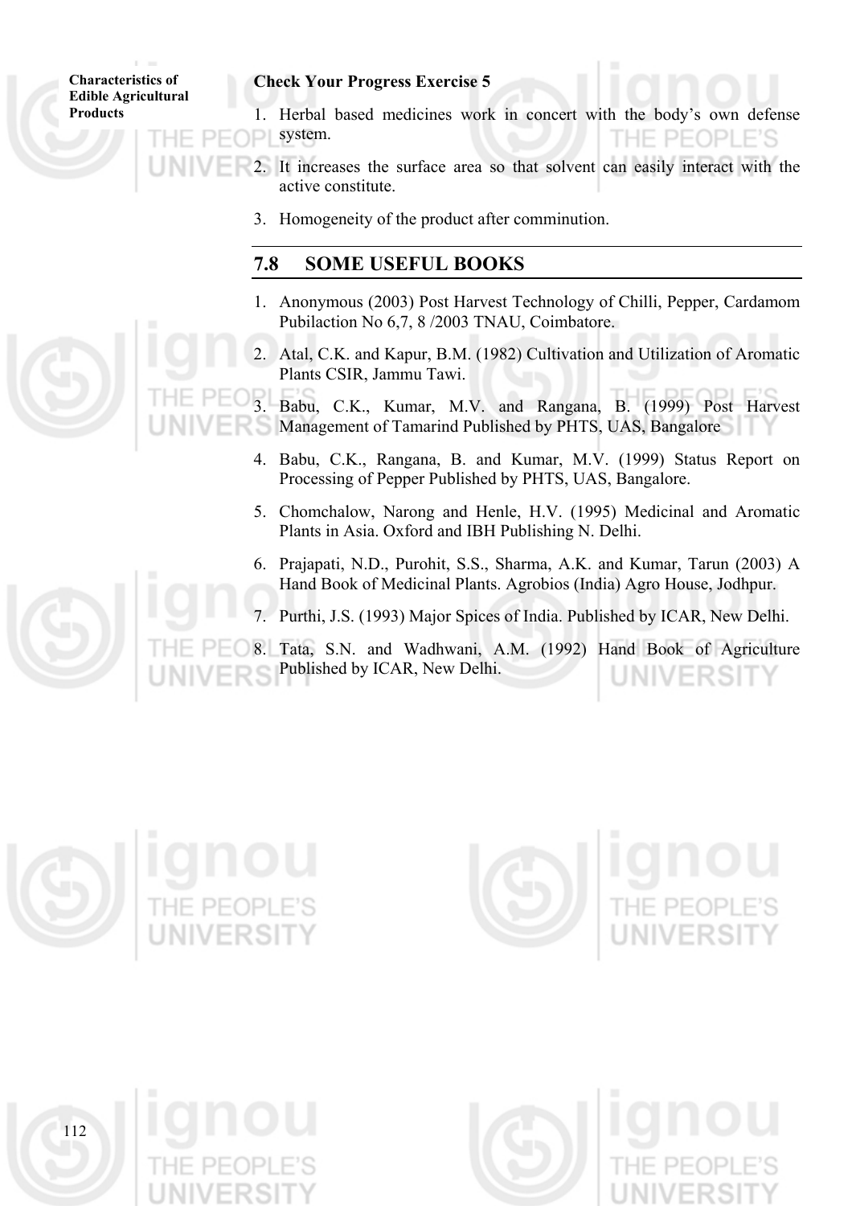**Check Your Progress Exercise 5**

1. Herbal based medicines work in concert with the body's own defense system.
2. It increases the surface area so that solvent can easily interact with the active constitute.
3. Homogeneity of the product after comminution.

## 7.8 SOME USEFUL BOOKS

1. Anonymous (2003) Post Harvest Technology of Chilli, Pepper, Cardamom Pubilaction No 6,7, 8 /2003 TNAU, Coimbatore.
2. Atal, C.K. and Kapur, B.M. (1982) Cultivation and Utilization of Aromatic Plants CSIR, Jammu Tawi.
3. Babu, C.K., Kumar, M.V. and Rangana, B. (1999) Post Harvest Management of Tamarind Published by PHTS, UAS, Bangalore
4. Babu, C.K., Rangana, B. and Kumar, M.V. (1999) Status Report on Processing of Pepper Published by PHTS, UAS, Bangalore.
5. Chomchalow, Narong and Henle, H.V. (1995) Medicinal and Aromatic Plants in Asia. Oxford and IBH Publishing N. Delhi.
6. Prajapati, N.D., Purohit, S.S., Sharma, A.K. and Kumar, Tarun (2003) A Hand Book of Medicinal Plants. Agrobios (India) Agro House, Jodhpur.
7. Purthi, J.S. (1993) Major Spices of India. Published by ICAR, New Delhi.
8. Tata, S.N. and Wadhwani, A.M. (1992) Hand Book of Agriculture Published by ICAR, New Delhi.